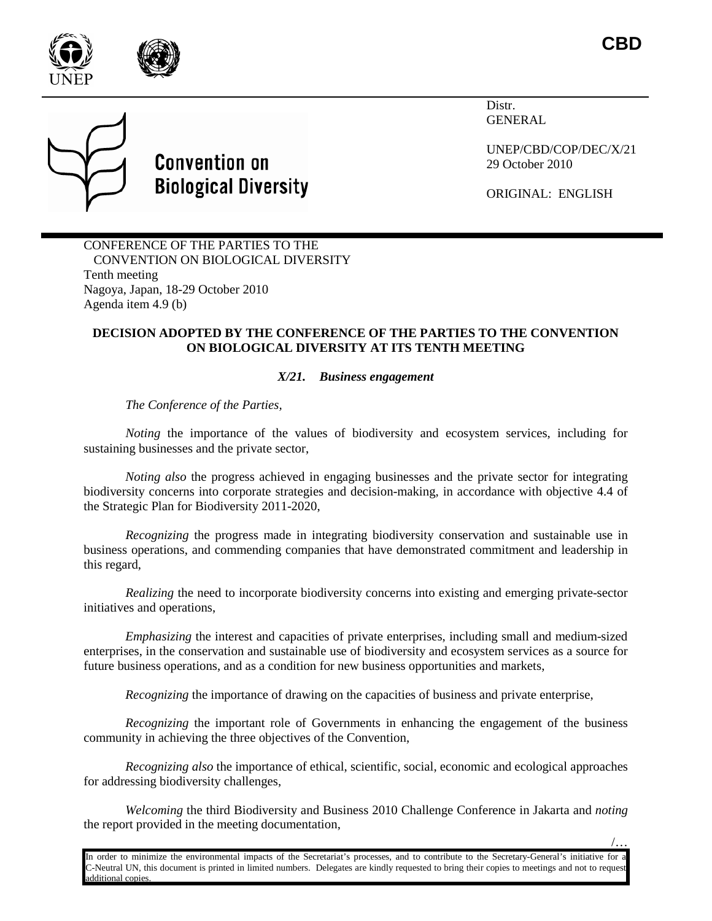CBD

Distr.
GENERAL

UNEP/CBD/COP/DEC/X/21
29 October 2010

ORIGINAL: ENGLISH

**Convention on Biological Diversity**

CONFERENCE OF THE PARTIES TO THE CONVENTION ON BIOLOGICAL DIVERSITY
Tenth meeting
Nagoya, Japan, 18-29 October 2010
Agenda item 4.9 (b)

**DECISION ADOPTED BY THE CONFERENCE OF THE PARTIES TO THE CONVENTION ON BIOLOGICAL DIVERSITY AT ITS TENTH MEETING**

***X/21. Business engagement***

*The Conference of the Parties,*

*Noting* the importance of the values of biodiversity and ecosystem services, including for sustaining businesses and the private sector,

*Noting also* the progress achieved in engaging businesses and the private sector for integrating biodiversity concerns into corporate strategies and decision-making, in accordance with objective 4.4 of the Strategic Plan for Biodiversity 2011-2020,

*Recognizing* the progress made in integrating biodiversity conservation and sustainable use in business operations, and commending companies that have demonstrated commitment and leadership in this regard,

*Realizing* the need to incorporate biodiversity concerns into existing and emerging private-sector initiatives and operations,

*Emphasizing* the interest and capacities of private enterprises, including small and medium-sized enterprises, in the conservation and sustainable use of biodiversity and ecosystem services as a source for future business operations, and as a condition for new business opportunities and markets,

*Recognizing* the importance of drawing on the capacities of business and private enterprise,

*Recognizing* the important role of Governments in enhancing the engagement of the business community in achieving the three objectives of the Convention,

*Recognizing also* the importance of ethical, scientific, social, economic and ecological approaches for addressing biodiversity challenges,

*Welcoming* the third Biodiversity and Business 2010 Challenge Conference in Jakarta and *noting* the report provided in the meeting documentation,

/…

In order to minimize the environmental impacts of the Secretariat's processes, and to contribute to the Secretary-General's initiative for a C-Neutral UN, this document is printed in limited numbers. Delegates are kindly requested to bring their copies to meetings and not to request additional copies.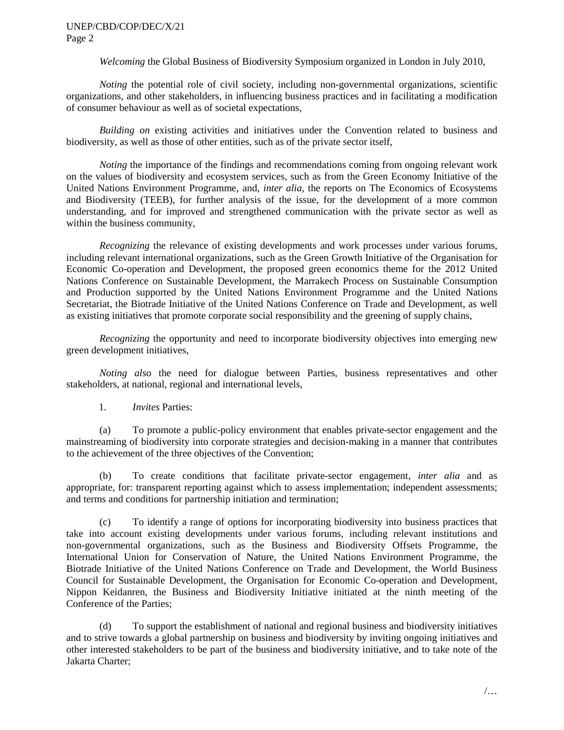*Welcoming* the Global Business of Biodiversity Symposium organized in London in July 2010,

*Noting* the potential role of civil society, including non-governmental organizations, scientific organizations, and other stakeholders, in influencing business practices and in facilitating a modification of consumer behaviour as well as of societal expectations,

*Building on* existing activities and initiatives under the Convention related to business and biodiversity, as well as those of other entities, such as of the private sector itself,

*Noting* the importance of the findings and recommendations coming from ongoing relevant work on the values of biodiversity and ecosystem services, such as from the Green Economy Initiative of the United Nations Environment Programme, and, *inter alia*, the reports on The Economics of Ecosystems and Biodiversity (TEEB), for further analysis of the issue, for the development of a more common understanding, and for improved and strengthened communication with the private sector as well as within the business community,

*Recognizing* the relevance of existing developments and work processes under various forums, including relevant international organizations, such as the Green Growth Initiative of the Organisation for Economic Co-operation and Development, the proposed green economics theme for the 2012 United Nations Conference on Sustainable Development, the Marrakech Process on Sustainable Consumption and Production supported by the United Nations Environment Programme and the United Nations Secretariat, the Biotrade Initiative of the United Nations Conference on Trade and Development, as well as existing initiatives that promote corporate social responsibility and the greening of supply chains,

*Recognizing* the opportunity and need to incorporate biodiversity objectives into emerging new green development initiatives,

*Noting also* the need for dialogue between Parties, business representatives and other stakeholders, at national, regional and international levels,

1. *Invites* Parties:

(a) To promote a public-policy environment that enables private-sector engagement and the mainstreaming of biodiversity into corporate strategies and decision-making in a manner that contributes to the achievement of the three objectives of the Convention;

(b) To create conditions that facilitate private-sector engagement, *inter alia* and as appropriate, for: transparent reporting against which to assess implementation; independent assessments; and terms and conditions for partnership initiation and termination;

(c) To identify a range of options for incorporating biodiversity into business practices that take into account existing developments under various forums, including relevant institutions and non-governmental organizations, such as the Business and Biodiversity Offsets Programme, the International Union for Conservation of Nature, the United Nations Environment Programme, the Biotrade Initiative of the United Nations Conference on Trade and Development, the World Business Council for Sustainable Development, the Organisation for Economic Co-operation and Development, Nippon Keidanren, the Business and Biodiversity Initiative initiated at the ninth meeting of the Conference of the Parties;

(d) To support the establishment of national and regional business and biodiversity initiatives and to strive towards a global partnership on business and biodiversity by inviting ongoing initiatives and other interested stakeholders to be part of the business and biodiversity initiative, and to take note of the Jakarta Charter;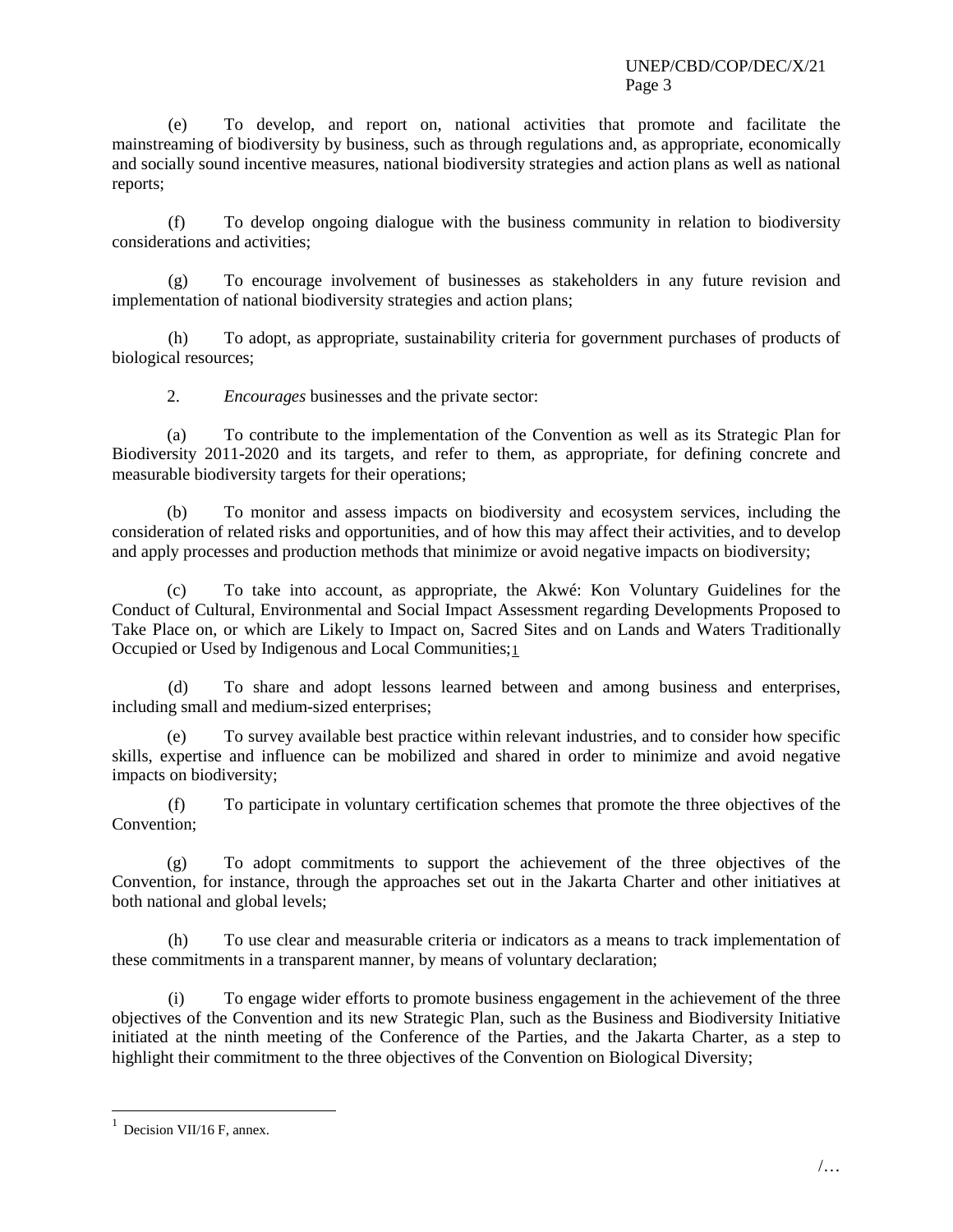(e) To develop, and report on, national activities that promote and facilitate the mainstreaming of biodiversity by business, such as through regulations and, as appropriate, economically and socially sound incentive measures, national biodiversity strategies and action plans as well as national reports;

(f) To develop ongoing dialogue with the business community in relation to biodiversity considerations and activities;

(g) To encourage involvement of businesses as stakeholders in any future revision and implementation of national biodiversity strategies and action plans;

(h) To adopt, as appropriate, sustainability criteria for government purchases of products of biological resources;

2. *Encourages* businesses and the private sector:

(a) To contribute to the implementation of the Convention as well as its Strategic Plan for Biodiversity 2011-2020 and its targets, and refer to them, as appropriate, for defining concrete and measurable biodiversity targets for their operations;

(b) To monitor and assess impacts on biodiversity and ecosystem services, including the consideration of related risks and opportunities, and of how this may affect their activities, and to develop and apply processes and production methods that minimize or avoid negative impacts on biodiversity;

(c) To take into account, as appropriate, the Akwé: Kon Voluntary Guidelines for the Conduct of Cultural, Environmental and Social Impact Assessment regarding Developments Proposed to Take Place on, or which are Likely to Impact on, Sacred Sites and on Lands and Waters Traditionally Occupied or Used by Indigenous and Local Communities;[1]

(d) To share and adopt lessons learned between and among business and enterprises, including small and medium-sized enterprises;

(e) To survey available best practice within relevant industries, and to consider how specific skills, expertise and influence can be mobilized and shared in order to minimize and avoid negative impacts on biodiversity;

(f) To participate in voluntary certification schemes that promote the three objectives of the Convention;

(g) To adopt commitments to support the achievement of the three objectives of the Convention, for instance, through the approaches set out in the Jakarta Charter and other initiatives at both national and global levels;

(h) To use clear and measurable criteria or indicators as a means to track implementation of these commitments in a transparent manner, by means of voluntary declaration;

(i) To engage wider efforts to promote business engagement in the achievement of the three objectives of the Convention and its new Strategic Plan, such as the Business and Biodiversity Initiative initiated at the ninth meeting of the Conference of the Parties, and the Jakarta Charter, as a step to highlight their commitment to the three objectives of the Convention on Biological Diversity;

---

[1] Decision VII/16 F, annex.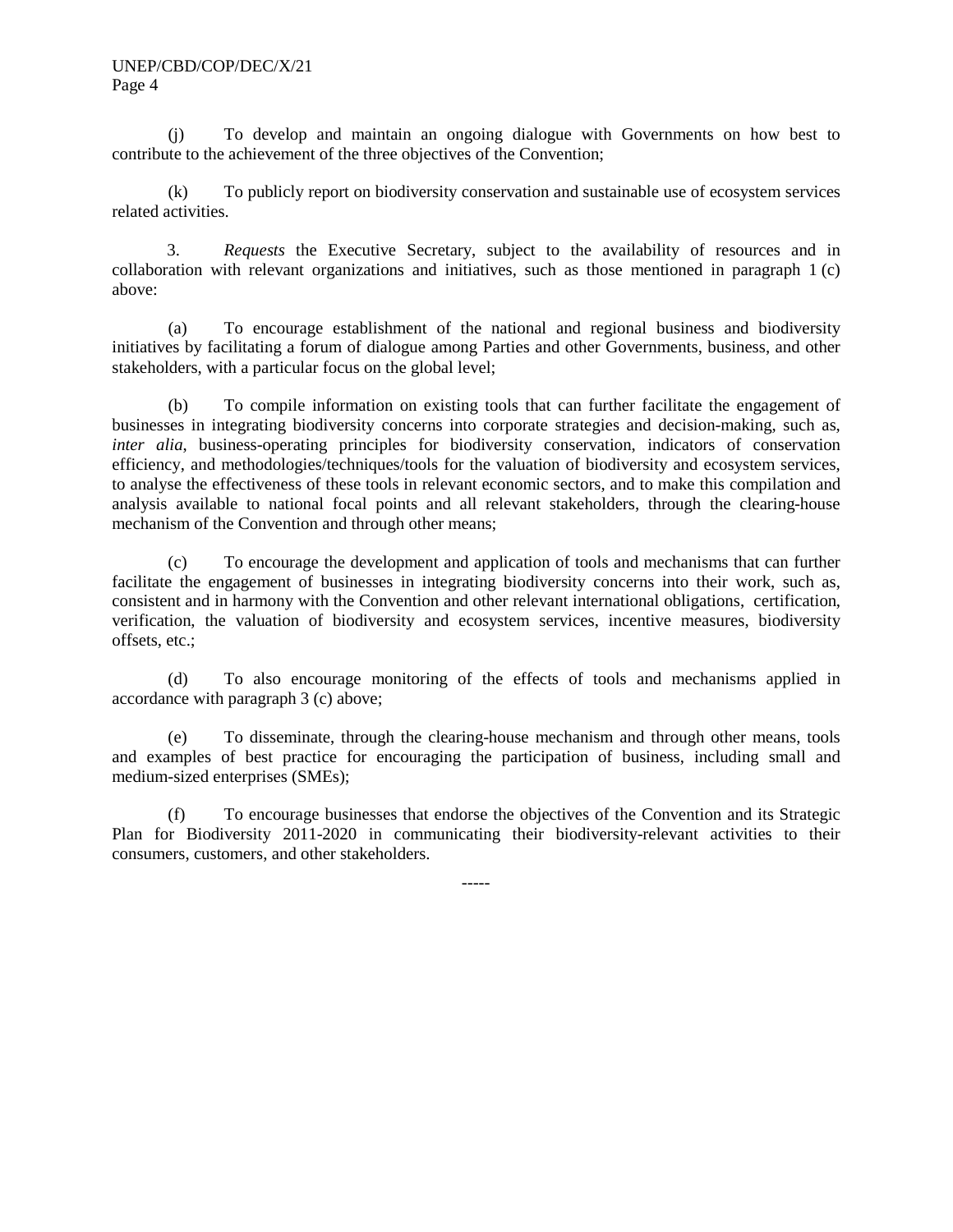(j) To develop and maintain an ongoing dialogue with Governments on how best to contribute to the achievement of the three objectives of the Convention;

(k) To publicly report on biodiversity conservation and sustainable use of ecosystem services related activities.

3. *Requests* the Executive Secretary, subject to the availability of resources and in collaboration with relevant organizations and initiatives, such as those mentioned in paragraph 1 (c) above:

(a) To encourage establishment of the national and regional business and biodiversity initiatives by facilitating a forum of dialogue among Parties and other Governments, business, and other stakeholders, with a particular focus on the global level;

(b) To compile information on existing tools that can further facilitate the engagement of businesses in integrating biodiversity concerns into corporate strategies and decision-making, such as, *inter alia*, business-operating principles for biodiversity conservation, indicators of conservation efficiency, and methodologies/techniques/tools for the valuation of biodiversity and ecosystem services, to analyse the effectiveness of these tools in relevant economic sectors, and to make this compilation and analysis available to national focal points and all relevant stakeholders, through the clearing-house mechanism of the Convention and through other means;

(c) To encourage the development and application of tools and mechanisms that can further facilitate the engagement of businesses in integrating biodiversity concerns into their work, such as, consistent and in harmony with the Convention and other relevant international obligations, certification, verification, the valuation of biodiversity and ecosystem services, incentive measures, biodiversity offsets, etc.;

(d) To also encourage monitoring of the effects of tools and mechanisms applied in accordance with paragraph 3 (c) above;

(e) To disseminate, through the clearing-house mechanism and through other means, tools and examples of best practice for encouraging the participation of business, including small and medium-sized enterprises (SMEs);

(f) To encourage businesses that endorse the objectives of the Convention and its Strategic Plan for Biodiversity 2011-2020 in communicating their biodiversity-relevant activities to their consumers, customers, and other stakeholders.

-----